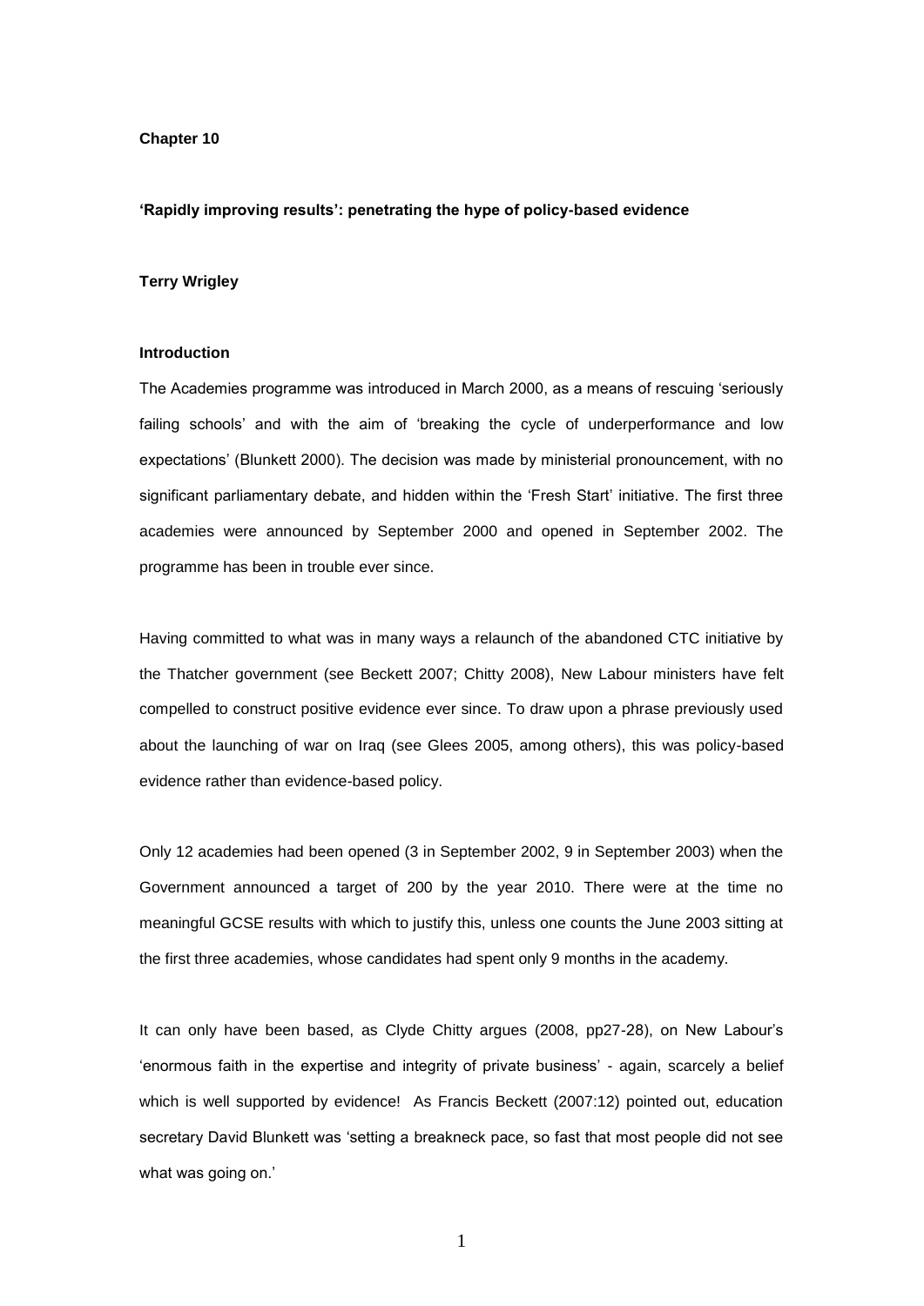**Chapter 10**

**'Rapidly improving results': penetrating the hype of policy-based evidence**

**Terry Wrigley**

**Introduction**

The Academies programme was introduced in March 2000, as a means of rescuing 'seriously failing schools' and with the aim of 'breaking the cycle of underperformance and low expectations' (Blunkett 2000). The decision was made by ministerial pronouncement, with no significant parliamentary debate, and hidden within the 'Fresh Start' initiative. The first three academies were announced by September 2000 and opened in September 2002. The programme has been in trouble ever since.

Having committed to what was in many ways a relaunch of the abandoned CTC initiative by the Thatcher government (see Beckett 2007; Chitty 2008), New Labour ministers have felt compelled to construct positive evidence ever since. To draw upon a phrase previously used about the launching of war on Iraq (see Glees 2005, among others), this was policy-based evidence rather than evidence-based policy.

Only 12 academies had been opened (3 in September 2002, 9 in September 2003) when the Government announced a target of 200 by the year 2010. There were at the time no meaningful GCSE results with which to justify this, unless one counts the June 2003 sitting at the first three academies, whose candidates had spent only 9 months in the academy.

It can only have been based, as Clyde Chitty argues (2008, pp27-28), on New Labour's 'enormous faith in the expertise and integrity of private business' - again, scarcely a belief which is well supported by evidence! As Francis Beckett (2007:12) pointed out, education secretary David Blunkett was 'setting a breakneck pace, so fast that most people did not see what was going on.'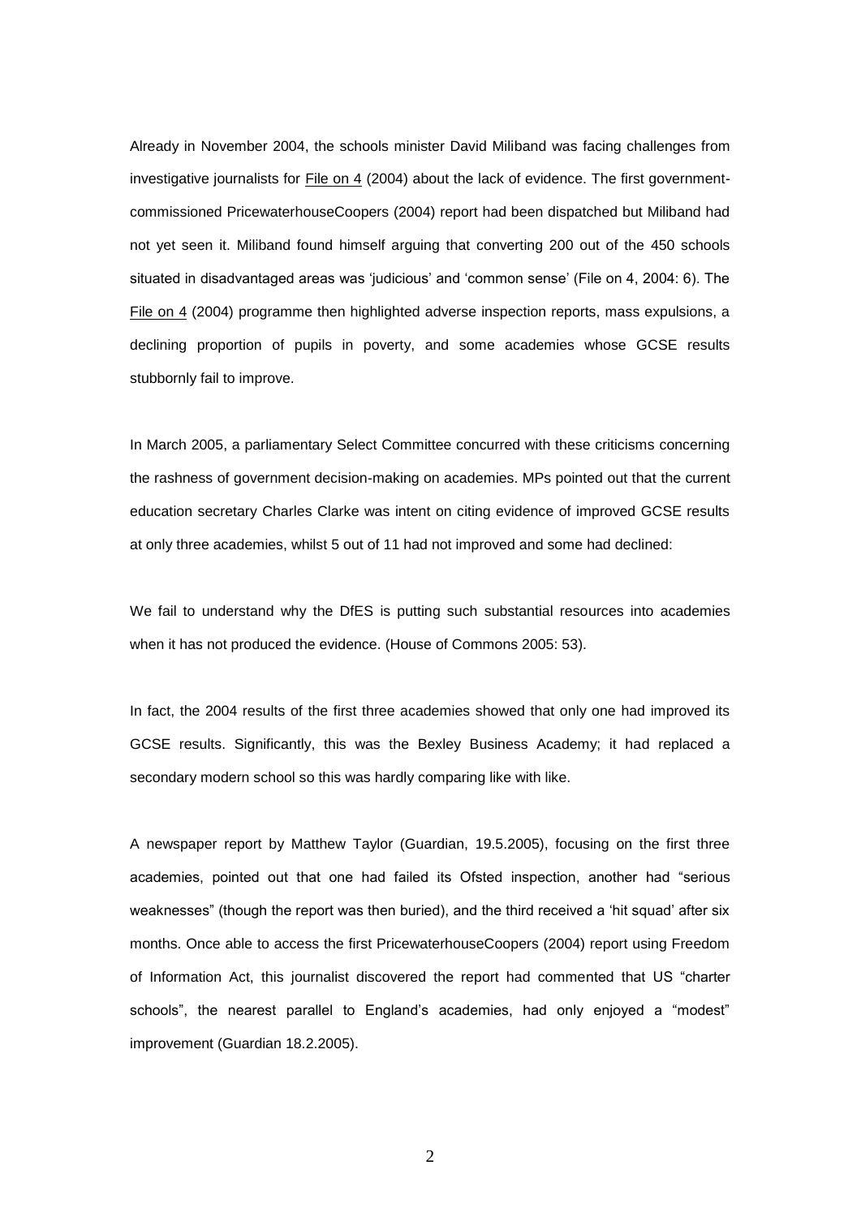Already in November 2004, the schools minister David Miliband was facing challenges from investigative journalists for File on 4 (2004) about the lack of evidence. The first government-commissioned PricewaterhouseCoopers (2004) report had been dispatched but Miliband had not yet seen it. Miliband found himself arguing that converting 200 out of the 450 schools situated in disadvantaged areas was 'judicious' and 'common sense' (File on 4, 2004: 6). The File on 4 (2004) programme then highlighted adverse inspection reports, mass expulsions, a declining proportion of pupils in poverty, and some academies whose GCSE results stubbornly fail to improve.

In March 2005, a parliamentary Select Committee concurred with these criticisms concerning the rashness of government decision-making on academies. MPs pointed out that the current education secretary Charles Clarke was intent on citing evidence of improved GCSE results at only three academies, whilst 5 out of 11 had not improved and some had declined:

We fail to understand why the DfES is putting such substantial resources into academies when it has not produced the evidence. (House of Commons 2005: 53).

In fact, the 2004 results of the first three academies showed that only one had improved its GCSE results. Significantly, this was the Bexley Business Academy; it had replaced a secondary modern school so this was hardly comparing like with like.

A newspaper report by Matthew Taylor (Guardian, 19.5.2005), focusing on the first three academies, pointed out that one had failed its Ofsted inspection, another had "serious weaknesses" (though the report was then buried), and the third received a 'hit squad' after six months. Once able to access the first PricewaterhouseCoopers (2004) report using Freedom of Information Act, this journalist discovered the report had commented that US "charter schools", the nearest parallel to England's academies, had only enjoyed a "modest" improvement (Guardian 18.2.2005).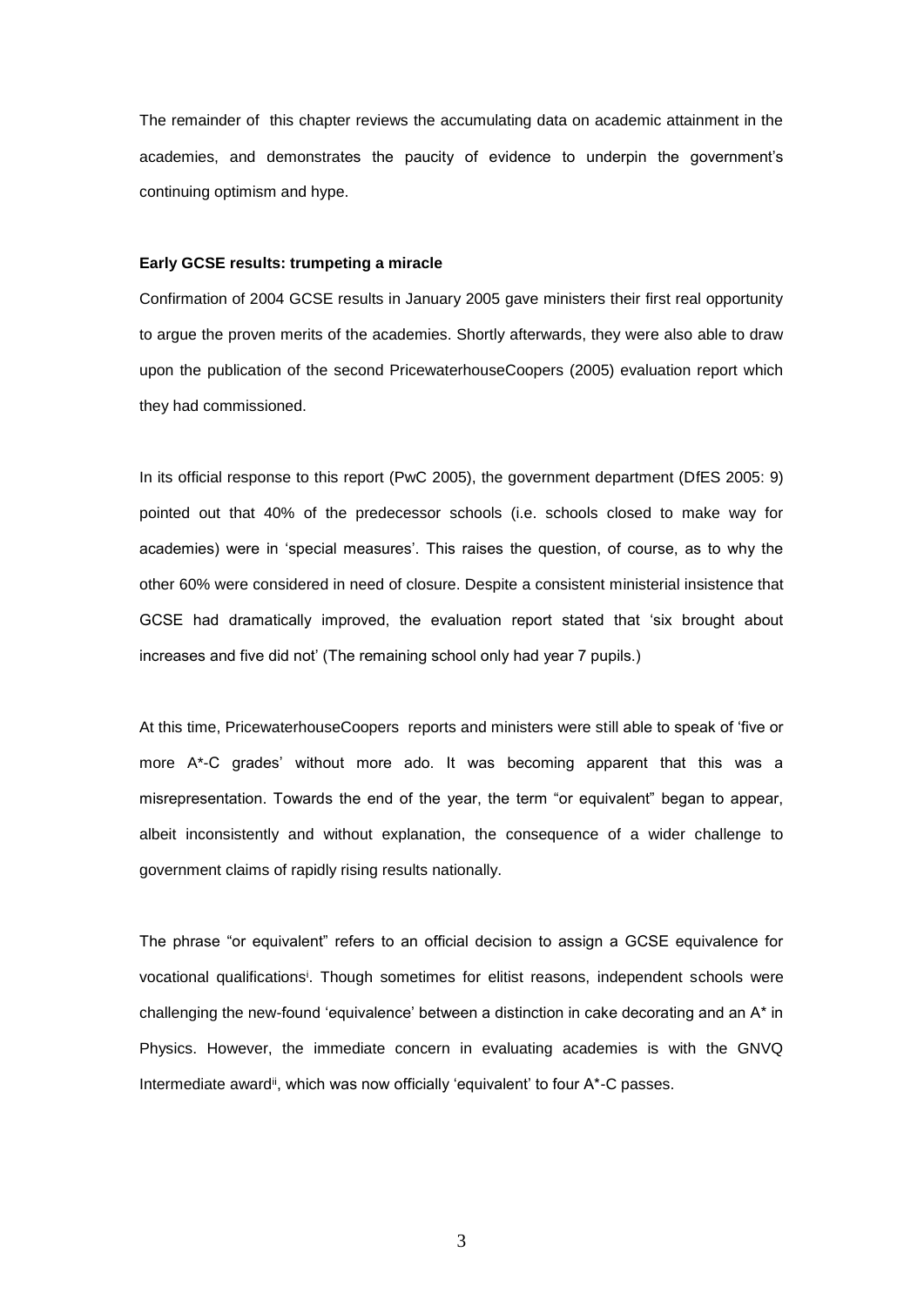The remainder of this chapter reviews the accumulating data on academic attainment in the academies, and demonstrates the paucity of evidence to underpin the government's continuing optimism and hype.

**Early GCSE results: trumpeting a miracle**

Confirmation of 2004 GCSE results in January 2005 gave ministers their first real opportunity to argue the proven merits of the academies. Shortly afterwards, they were also able to draw upon the publication of the second PricewaterhouseCoopers (2005) evaluation report which they had commissioned.

In its official response to this report (PwC 2005), the government department (DfES 2005: 9) pointed out that 40% of the predecessor schools (i.e. schools closed to make way for academies) were in 'special measures'. This raises the question, of course, as to why the other 60% were considered in need of closure. Despite a consistent ministerial insistence that GCSE had dramatically improved, the evaluation report stated that 'six brought about increases and five did not' (The remaining school only had year 7 pupils.)

At this time, PricewaterhouseCoopers reports and ministers were still able to speak of 'five or more A*-C grades' without more ado. It was becoming apparent that this was a misrepresentation. Towards the end of the year, the term "or equivalent" began to appear, albeit inconsistently and without explanation, the consequence of a wider challenge to government claims of rapidly rising results nationally.

The phrase "or equivalent" refers to an official decision to assign a GCSE equivalence for vocational qualifications[i]. Though sometimes for elitist reasons, independent schools were challenging the new-found 'equivalence' between a distinction in cake decorating and an A* in Physics. However, the immediate concern in evaluating academies is with the GNVQ Intermediate award[ii], which was now officially 'equivalent' to four A*-C passes.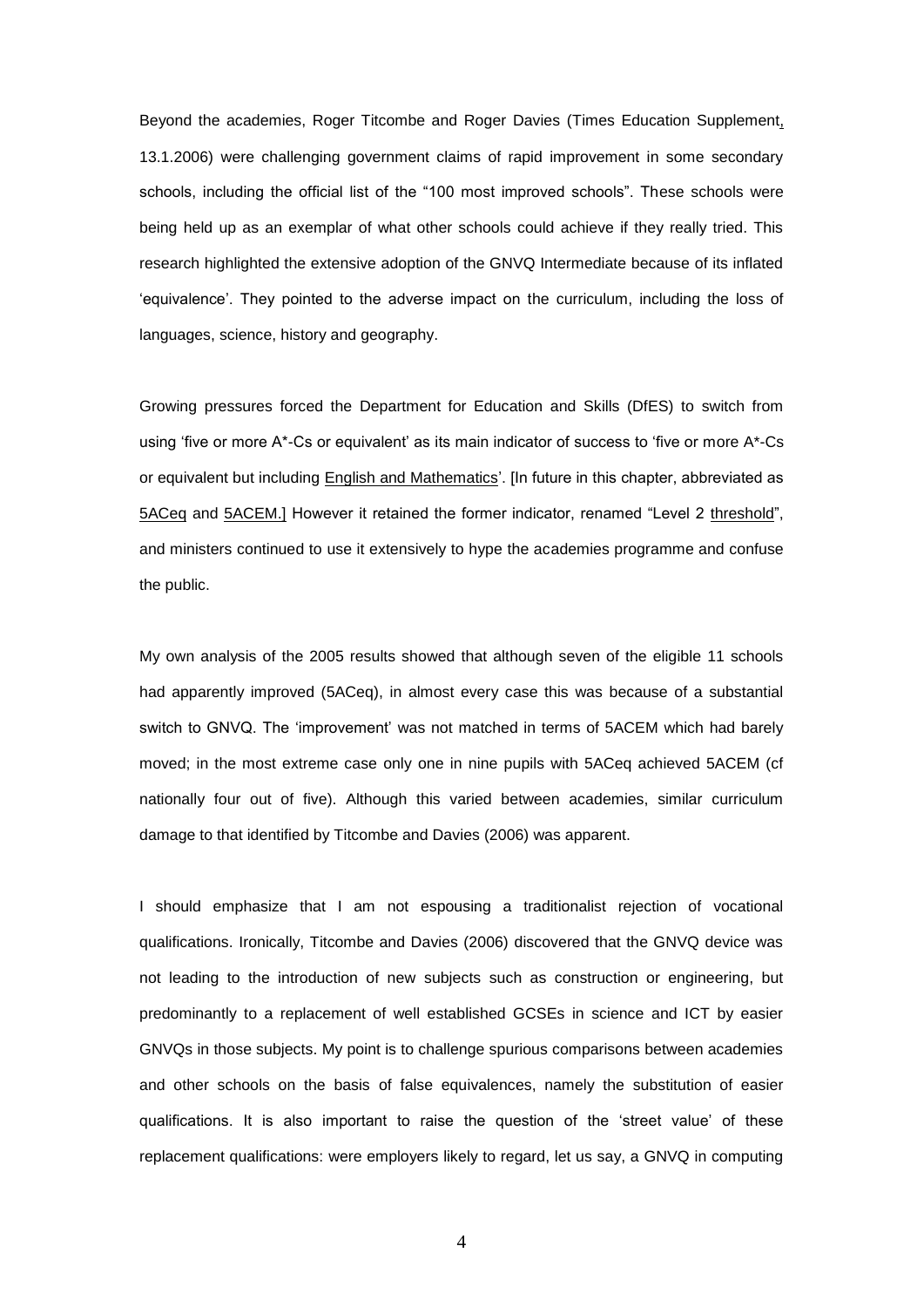Beyond the academies, Roger Titcombe and Roger Davies (Times Education Supplement, 13.1.2006) were challenging government claims of rapid improvement in some secondary schools, including the official list of the "100 most improved schools". These schools were being held up as an exemplar of what other schools could achieve if they really tried. This research highlighted the extensive adoption of the GNVQ Intermediate because of its inflated 'equivalence'. They pointed to the adverse impact on the curriculum, including the loss of languages, science, history and geography.

Growing pressures forced the Department for Education and Skills (DfES) to switch from using 'five or more A*-Cs or equivalent' as its main indicator of success to 'five or more A*-Cs or equivalent but including English and Mathematics'. [In future in this chapter, abbreviated as 5ACeq and 5ACEM.] However it retained the former indicator, renamed "Level 2 threshold", and ministers continued to use it extensively to hype the academies programme and confuse the public.

My own analysis of the 2005 results showed that although seven of the eligible 11 schools had apparently improved (5ACeq), in almost every case this was because of a substantial switch to GNVQ. The 'improvement' was not matched in terms of 5ACEM which had barely moved; in the most extreme case only one in nine pupils with 5ACeq achieved 5ACEM (cf nationally four out of five). Although this varied between academies, similar curriculum damage to that identified by Titcombe and Davies (2006) was apparent.

I should emphasize that I am not espousing a traditionalist rejection of vocational qualifications. Ironically, Titcombe and Davies (2006) discovered that the GNVQ device was not leading to the introduction of new subjects such as construction or engineering, but predominantly to a replacement of well established GCSEs in science and ICT by easier GNVQs in those subjects. My point is to challenge spurious comparisons between academies and other schools on the basis of false equivalences, namely the substitution of easier qualifications. It is also important to raise the question of the 'street value' of these replacement qualifications: were employers likely to regard, let us say, a GNVQ in computing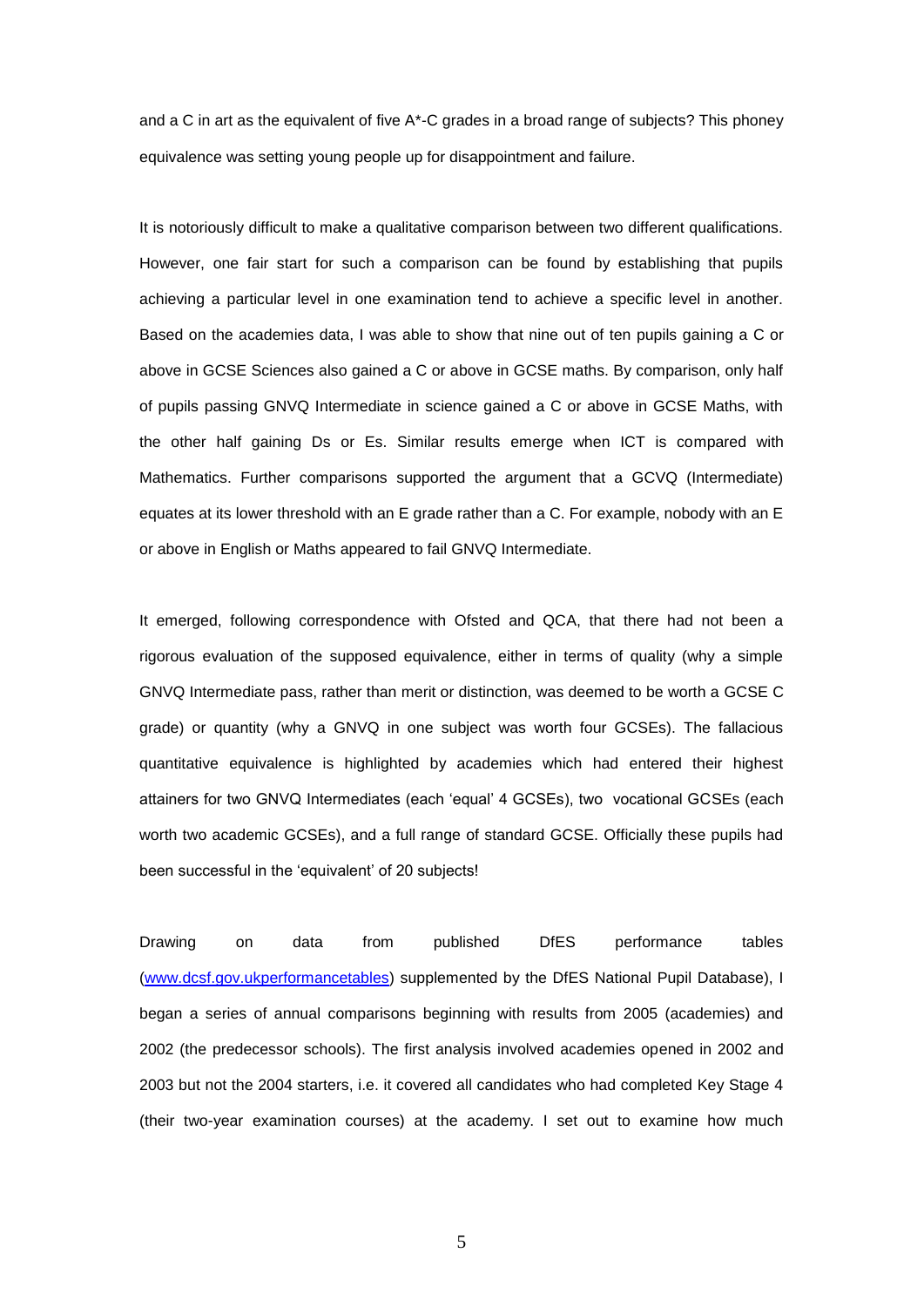and a C in art as the equivalent of five A*-C grades in a broad range of subjects? This phoney equivalence was setting young people up for disappointment and failure.

It is notoriously difficult to make a qualitative comparison between two different qualifications. However, one fair start for such a comparison can be found by establishing that pupils achieving a particular level in one examination tend to achieve a specific level in another. Based on the academies data, I was able to show that nine out of ten pupils gaining a C or above in GCSE Sciences also gained a C or above in GCSE maths. By comparison, only half of pupils passing GNVQ Intermediate in science gained a C or above in GCSE Maths, with the other half gaining Ds or Es. Similar results emerge when ICT is compared with Mathematics. Further comparisons supported the argument that a GCVQ (Intermediate) equates at its lower threshold with an E grade rather than a C. For example, nobody with an E or above in English or Maths appeared to fail GNVQ Intermediate.

It emerged, following correspondence with Ofsted and QCA, that there had not been a rigorous evaluation of the supposed equivalence, either in terms of quality (why a simple GNVQ Intermediate pass, rather than merit or distinction, was deemed to be worth a GCSE C grade) or quantity (why a GNVQ in one subject was worth four GCSEs). The fallacious quantitative equivalence is highlighted by academies which had entered their highest attainers for two GNVQ Intermediates (each 'equal' 4 GCSEs), two vocational GCSEs (each worth two academic GCSEs), and a full range of standard GCSE. Officially these pupils had been successful in the 'equivalent' of 20 subjects!

Drawing on data from published DfES performance tables ([www.dcsf.gov.ukperformancetables](www.dcsf.gov.ukperformancetables)) supplemented by the DfES National Pupil Database), I began a series of annual comparisons beginning with results from 2005 (academies) and 2002 (the predecessor schools). The first analysis involved academies opened in 2002 and 2003 but not the 2004 starters, i.e. it covered all candidates who had completed Key Stage 4 (their two-year examination courses) at the academy. I set out to examine how much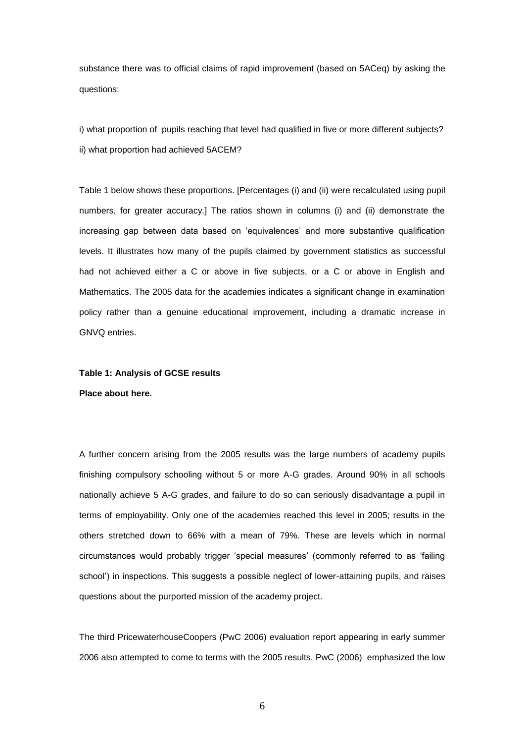substance there was to official claims of rapid improvement (based on 5ACeq) by asking the questions:

i) what proportion of pupils reaching that level had qualified in five or more different subjects?
ii) what proportion had achieved 5ACEM?

Table 1 below shows these proportions. [Percentages (i) and (ii) were recalculated using pupil numbers, for greater accuracy.] The ratios shown in columns (i) and (ii) demonstrate the increasing gap between data based on 'equivalences' and more substantive qualification levels. It illustrates how many of the pupils claimed by government statistics as successful had not achieved either a C or above in five subjects, or a C or above in English and Mathematics. The 2005 data for the academies indicates a significant change in examination policy rather than a genuine educational improvement, including a dramatic increase in GNVQ entries.

**Table 1: Analysis of GCSE results**

**Place about here.**

A further concern arising from the 2005 results was the large numbers of academy pupils finishing compulsory schooling without 5 or more A-G grades. Around 90% in all schools nationally achieve 5 A-G grades, and failure to do so can seriously disadvantage a pupil in terms of employability. Only one of the academies reached this level in 2005; results in the others stretched down to 66% with a mean of 79%. These are levels which in normal circumstances would probably trigger 'special measures' (commonly referred to as 'failing school') in inspections. This suggests a possible neglect of lower-attaining pupils, and raises questions about the purported mission of the academy project.

The third PricewaterhouseCoopers (PwC 2006) evaluation report appearing in early summer 2006 also attempted to come to terms with the 2005 results. PwC (2006) emphasized the low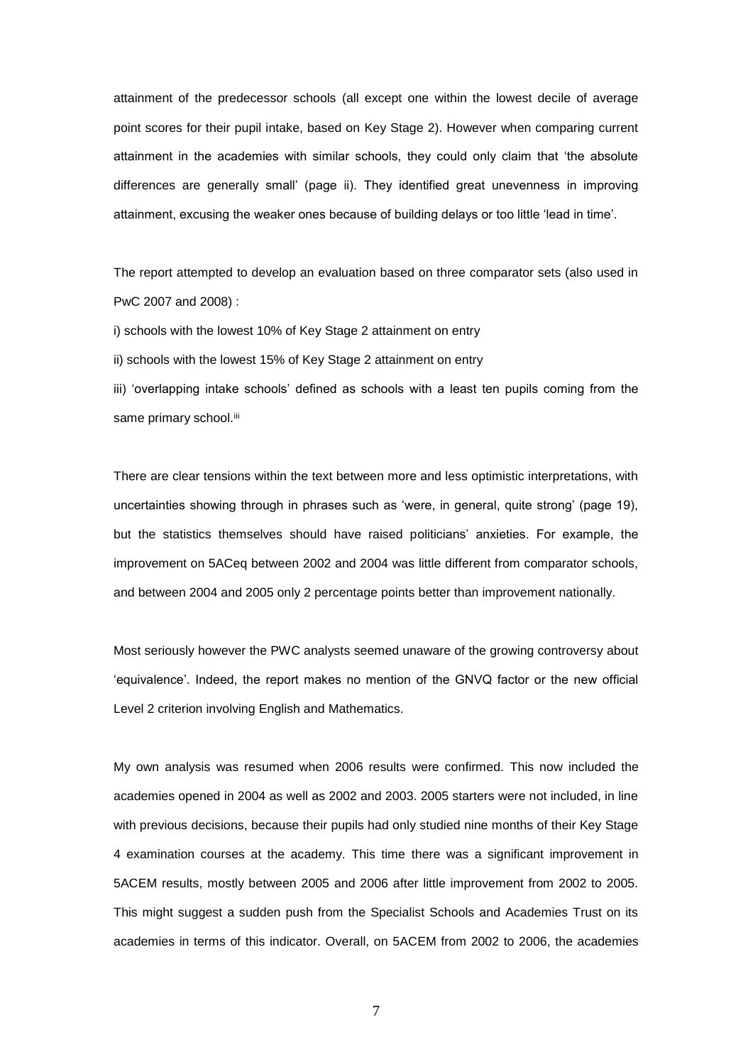attainment of the predecessor schools (all except one within the lowest decile of average point scores for their pupil intake, based on Key Stage 2). However when comparing current attainment in the academies with similar schools, they could only claim that 'the absolute differences are generally small' (page ii). They identified great unevenness in improving attainment, excusing the weaker ones because of building delays or too little 'lead in time'.

The report attempted to develop an evaluation based on three comparator sets (also used in PwC 2007 and 2008) :

i) schools with the lowest 10% of Key Stage 2 attainment on entry

ii) schools with the lowest 15% of Key Stage 2 attainment on entry

iii) 'overlapping intake schools' defined as schools with a least ten pupils coming from the same primary school.[iii]

There are clear tensions within the text between more and less optimistic interpretations, with uncertainties showing through in phrases such as 'were, in general, quite strong' (page 19), but the statistics themselves should have raised politicians' anxieties. For example, the improvement on 5ACeq between 2002 and 2004 was little different from comparator schools, and between 2004 and 2005 only 2 percentage points better than improvement nationally.

Most seriously however the PWC analysts seemed unaware of the growing controversy about 'equivalence'. Indeed, the report makes no mention of the GNVQ factor or the new official Level 2 criterion involving English and Mathematics.

My own analysis was resumed when 2006 results were confirmed. This now included the academies opened in 2004 as well as 2002 and 2003. 2005 starters were not included, in line with previous decisions, because their pupils had only studied nine months of their Key Stage 4 examination courses at the academy. This time there was a significant improvement in 5ACEM results, mostly between 2005 and 2006 after little improvement from 2002 to 2005. This might suggest a sudden push from the Specialist Schools and Academies Trust on its academies in terms of this indicator. Overall, on 5ACEM from 2002 to 2006, the academies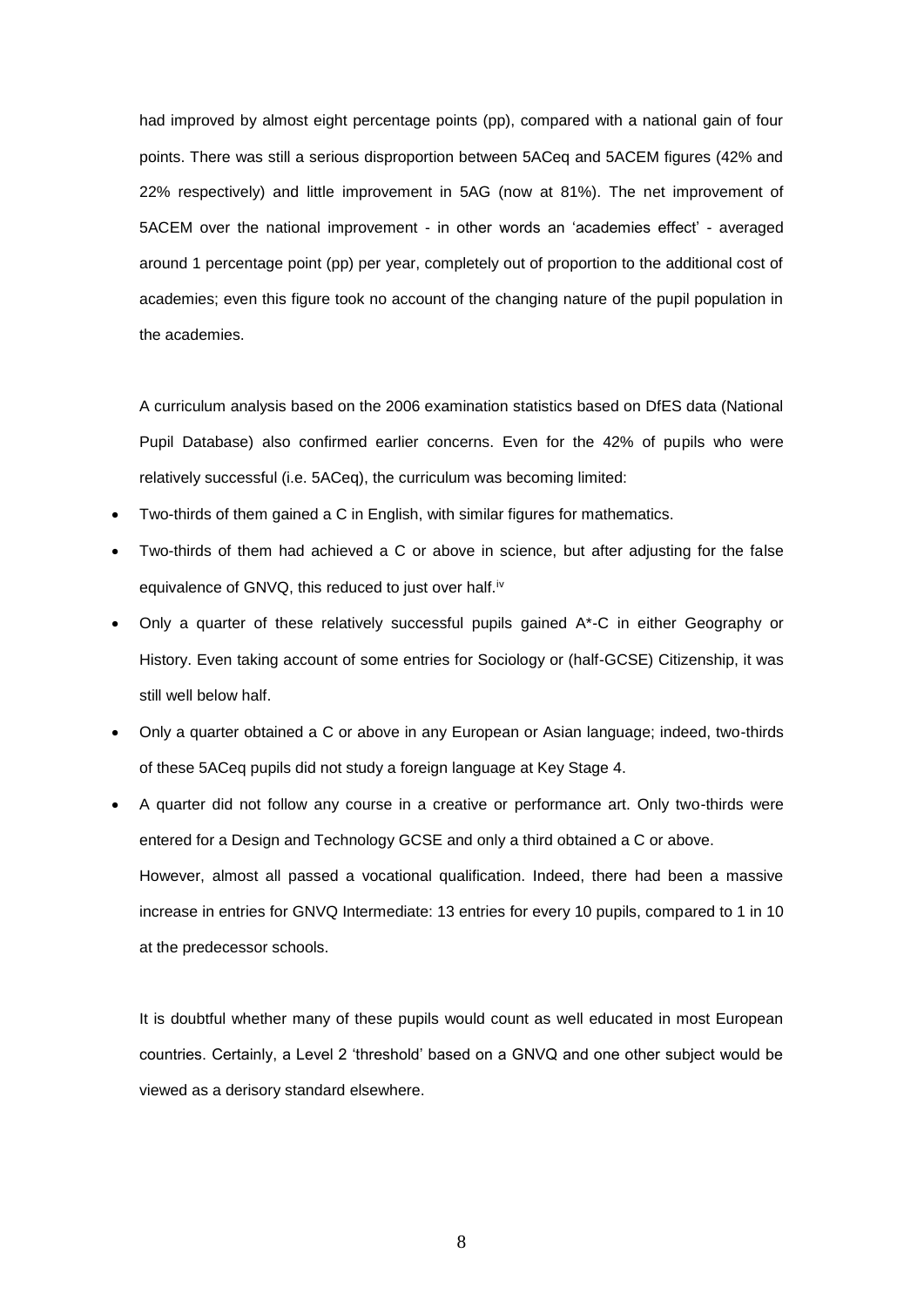had improved by almost eight percentage points (pp), compared with a national gain of four points. There was still a serious disproportion between 5ACeq and 5ACEM figures (42% and 22% respectively) and little improvement in 5AG (now at 81%). The net improvement of 5ACEM over the national improvement - in other words an 'academies effect' - averaged around 1 percentage point (pp) per year, completely out of proportion to the additional cost of academies; even this figure took no account of the changing nature of the pupil population in the academies.

A curriculum analysis based on the 2006 examination statistics based on DfES data (National Pupil Database) also confirmed earlier concerns. Even for the 42% of pupils who were relatively successful (i.e. 5ACeq), the curriculum was becoming limited:

- Two-thirds of them gained a C in English, with similar figures for mathematics.
- Two-thirds of them had achieved a C or above in science, but after adjusting for the false equivalence of GNVQ, this reduced to just over half.[iv]
- Only a quarter of these relatively successful pupils gained A*-C in either Geography or History. Even taking account of some entries for Sociology or (half-GCSE) Citizenship, it was still well below half.
- Only a quarter obtained a C or above in any European or Asian language; indeed, two-thirds of these 5ACeq pupils did not study a foreign language at Key Stage 4.
- A quarter did not follow any course in a creative or performance art. Only two-thirds were entered for a Design and Technology GCSE and only a third obtained a C or above.

However, almost all passed a vocational qualification. Indeed, there had been a massive increase in entries for GNVQ Intermediate: 13 entries for every 10 pupils, compared to 1 in 10 at the predecessor schools.

It is doubtful whether many of these pupils would count as well educated in most European countries. Certainly, a Level 2 'threshold' based on a GNVQ and one other subject would be viewed as a derisory standard elsewhere.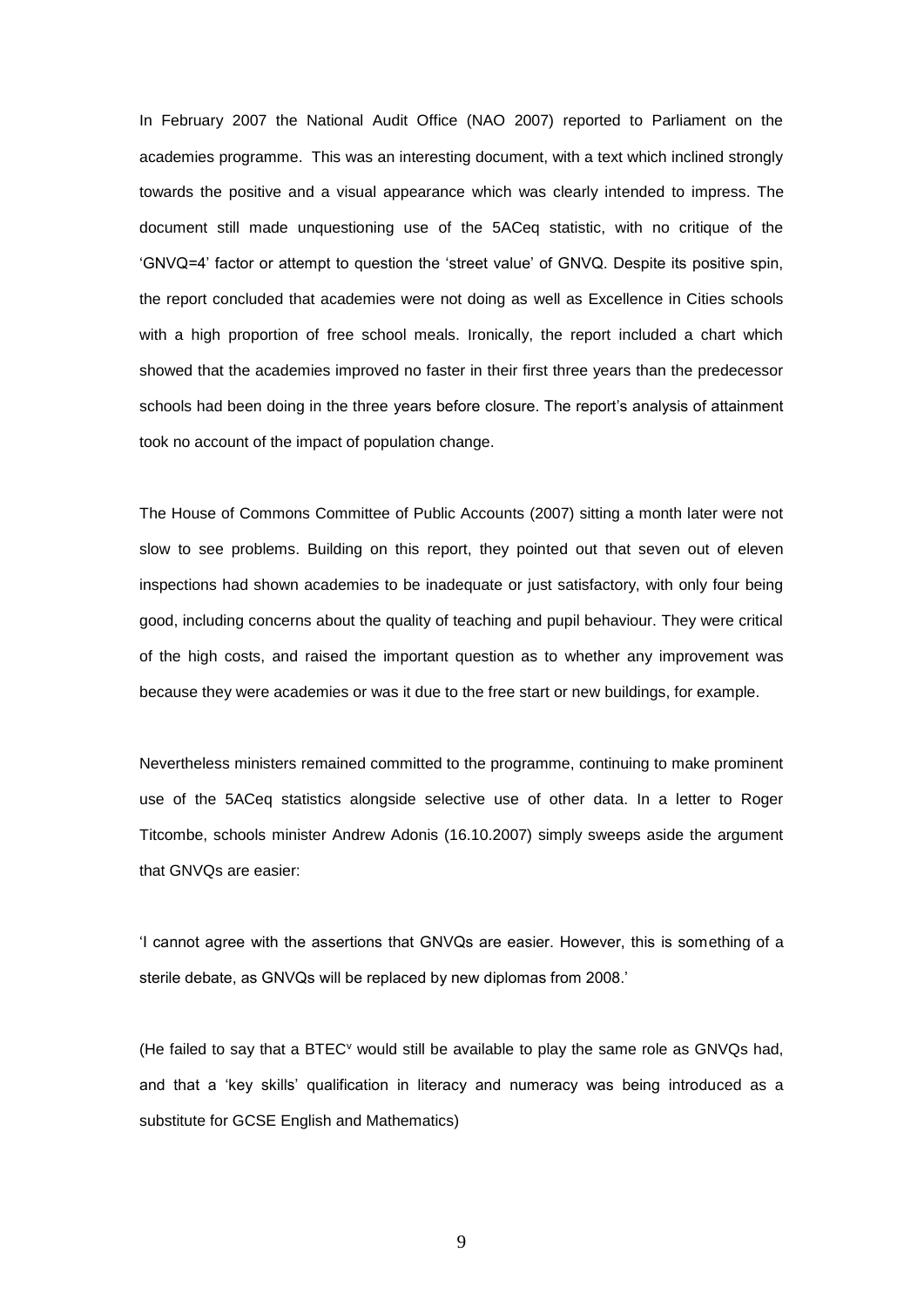In February 2007 the National Audit Office (NAO 2007) reported to Parliament on the academies programme. This was an interesting document, with a text which inclined strongly towards the positive and a visual appearance which was clearly intended to impress. The document still made unquestioning use of the 5ACeq statistic, with no critique of the 'GNVQ=4' factor or attempt to question the 'street value' of GNVQ. Despite its positive spin, the report concluded that academies were not doing as well as Excellence in Cities schools with a high proportion of free school meals. Ironically, the report included a chart which showed that the academies improved no faster in their first three years than the predecessor schools had been doing in the three years before closure. The report's analysis of attainment took no account of the impact of population change.

The House of Commons Committee of Public Accounts (2007) sitting a month later were not slow to see problems. Building on this report, they pointed out that seven out of eleven inspections had shown academies to be inadequate or just satisfactory, with only four being good, including concerns about the quality of teaching and pupil behaviour. They were critical of the high costs, and raised the important question as to whether any improvement was because they were academies or was it due to the free start or new buildings, for example.

Nevertheless ministers remained committed to the programme, continuing to make prominent use of the 5ACeq statistics alongside selective use of other data. In a letter to Roger Titcombe, schools minister Andrew Adonis (16.10.2007) simply sweeps aside the argument that GNVQs are easier:

'I cannot agree with the assertions that GNVQs are easier. However, this is something of a sterile debate, as GNVQs will be replaced by new diplomas from 2008.'

(He failed to say that a BTEC[v] would still be available to play the same role as GNVQs had, and that a 'key skills' qualification in literacy and numeracy was being introduced as a substitute for GCSE English and Mathematics)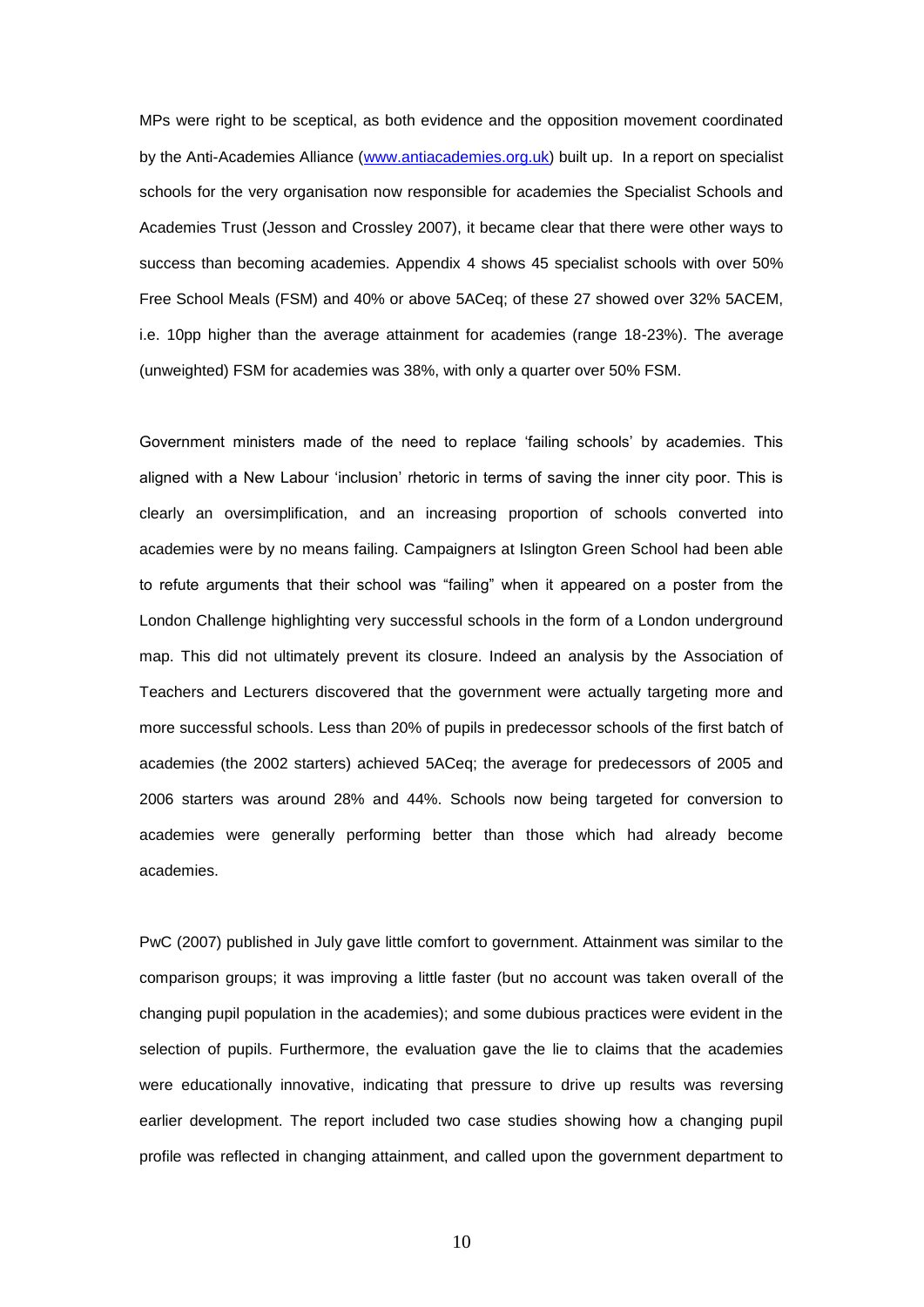MPs were right to be sceptical, as both evidence and the opposition movement coordinated by the Anti-Academies Alliance (www.antiacademies.org.uk) built up. In a report on specialist schools for the very organisation now responsible for academies the Specialist Schools and Academies Trust (Jesson and Crossley 2007), it became clear that there were other ways to success than becoming academies. Appendix 4 shows 45 specialist schools with over 50% Free School Meals (FSM) and 40% or above 5ACeq; of these 27 showed over 32% 5ACEM, i.e. 10pp higher than the average attainment for academies (range 18-23%). The average (unweighted) FSM for academies was 38%, with only a quarter over 50% FSM.

Government ministers made of the need to replace 'failing schools' by academies. This aligned with a New Labour 'inclusion' rhetoric in terms of saving the inner city poor. This is clearly an oversimplification, and an increasing proportion of schools converted into academies were by no means failing. Campaigners at Islington Green School had been able to refute arguments that their school was "failing" when it appeared on a poster from the London Challenge highlighting very successful schools in the form of a London underground map. This did not ultimately prevent its closure. Indeed an analysis by the Association of Teachers and Lecturers discovered that the government were actually targeting more and more successful schools. Less than 20% of pupils in predecessor schools of the first batch of academies (the 2002 starters) achieved 5ACeq; the average for predecessors of 2005 and 2006 starters was around 28% and 44%. Schools now being targeted for conversion to academies were generally performing better than those which had already become academies.

PwC (2007) published in July gave little comfort to government. Attainment was similar to the comparison groups; it was improving a little faster (but no account was taken overall of the changing pupil population in the academies); and some dubious practices were evident in the selection of pupils. Furthermore, the evaluation gave the lie to claims that the academies were educationally innovative, indicating that pressure to drive up results was reversing earlier development. The report included two case studies showing how a changing pupil profile was reflected in changing attainment, and called upon the government department to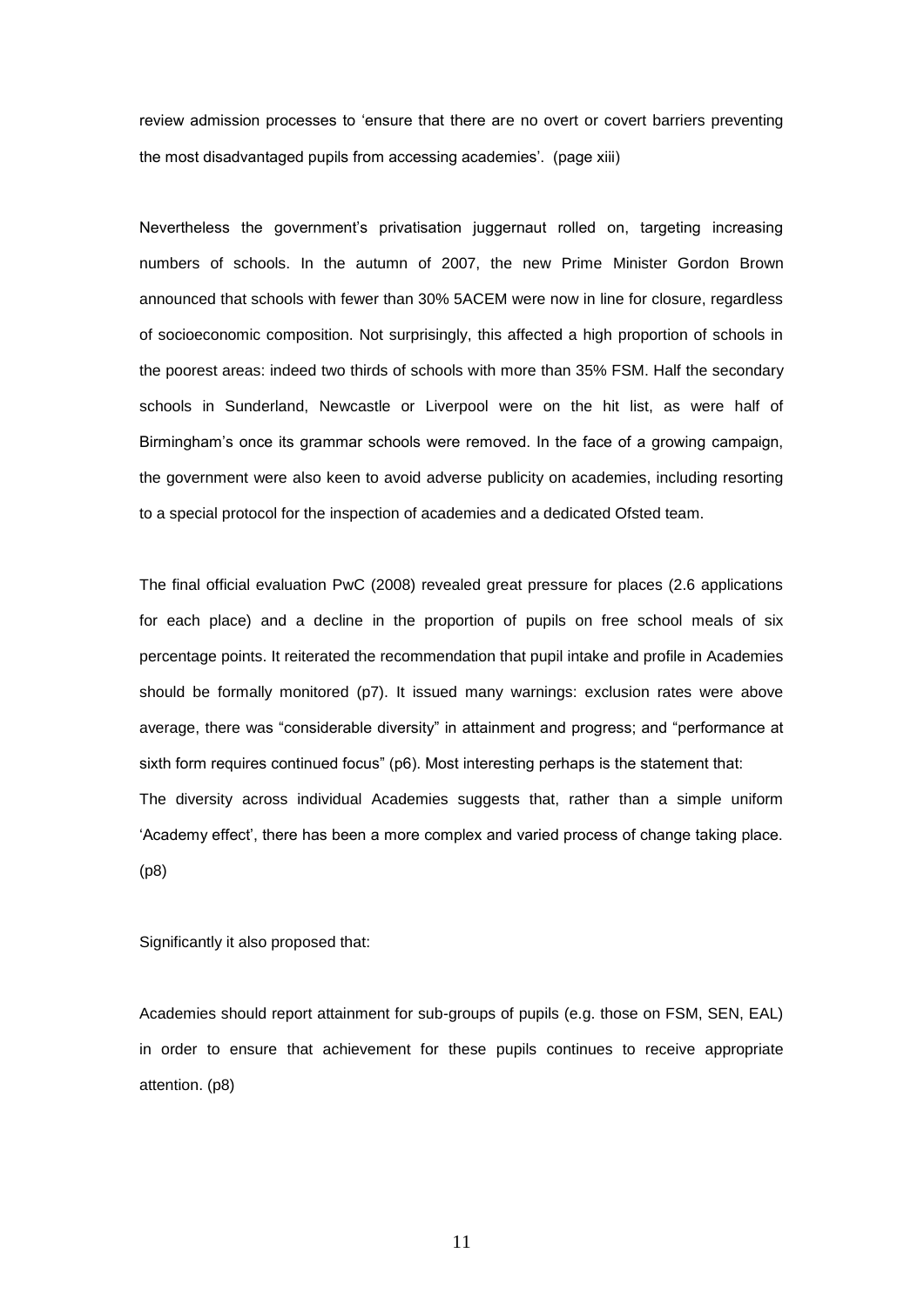review admission processes to 'ensure that there are no overt or covert barriers preventing the most disadvantaged pupils from accessing academies'. (page xiii)

Nevertheless the government's privatisation juggernaut rolled on, targeting increasing numbers of schools. In the autumn of 2007, the new Prime Minister Gordon Brown announced that schools with fewer than 30% 5ACEM were now in line for closure, regardless of socioeconomic composition. Not surprisingly, this affected a high proportion of schools in the poorest areas: indeed two thirds of schools with more than 35% FSM. Half the secondary schools in Sunderland, Newcastle or Liverpool were on the hit list, as were half of Birmingham's once its grammar schools were removed. In the face of a growing campaign, the government were also keen to avoid adverse publicity on academies, including resorting to a special protocol for the inspection of academies and a dedicated Ofsted team.

The final official evaluation PwC (2008) revealed great pressure for places (2.6 applications for each place) and a decline in the proportion of pupils on free school meals of six percentage points. It reiterated the recommendation that pupil intake and profile in Academies should be formally monitored (p7). It issued many warnings: exclusion rates were above average, there was "considerable diversity" in attainment and progress; and "performance at sixth form requires continued focus" (p6). Most interesting perhaps is the statement that:

The diversity across individual Academies suggests that, rather than a simple uniform 'Academy effect', there has been a more complex and varied process of change taking place. (p8)

Significantly it also proposed that:

Academies should report attainment for sub-groups of pupils (e.g. those on FSM, SEN, EAL) in order to ensure that achievement for these pupils continues to receive appropriate attention. (p8)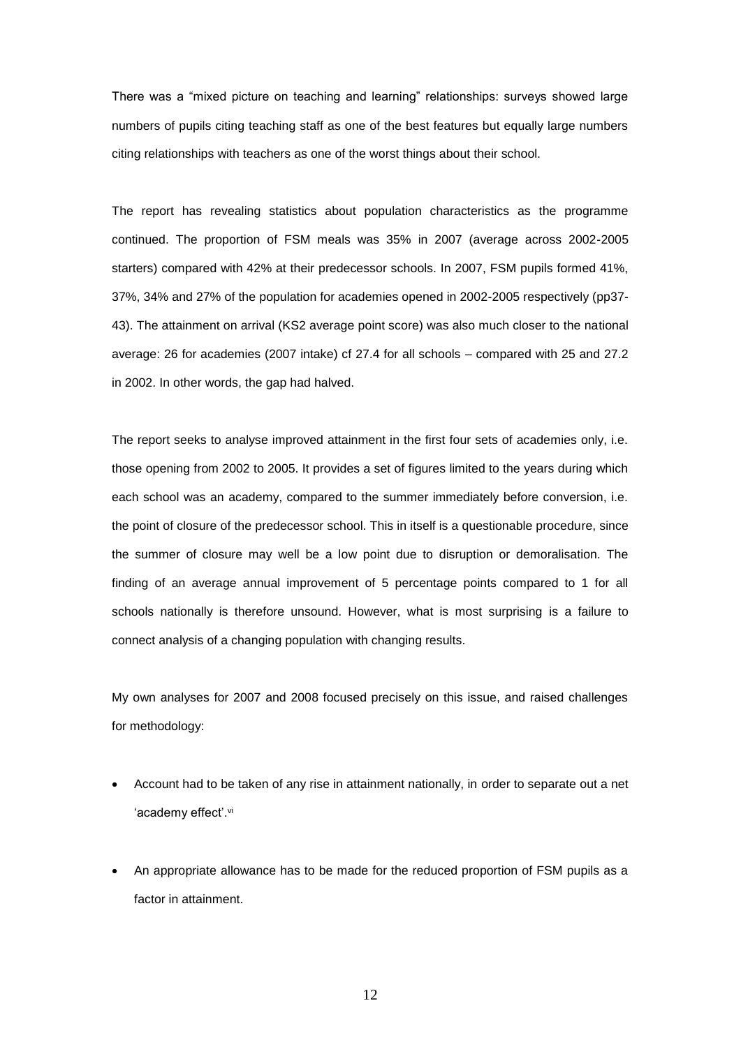There was a "mixed picture on teaching and learning" relationships: surveys showed large numbers of pupils citing teaching staff as one of the best features but equally large numbers citing relationships with teachers as one of the worst things about their school.

The report has revealing statistics about population characteristics as the programme continued. The proportion of FSM meals was 35% in 2007 (average across 2002-2005 starters) compared with 42% at their predecessor schools. In 2007, FSM pupils formed 41%, 37%, 34% and 27% of the population for academies opened in 2002-2005 respectively (pp37-43). The attainment on arrival (KS2 average point score) was also much closer to the national average: 26 for academies (2007 intake) cf 27.4 for all schools – compared with 25 and 27.2 in 2002. In other words, the gap had halved.

The report seeks to analyse improved attainment in the first four sets of academies only, i.e. those opening from 2002 to 2005. It provides a set of figures limited to the years during which each school was an academy, compared to the summer immediately before conversion, i.e. the point of closure of the predecessor school. This in itself is a questionable procedure, since the summer of closure may well be a low point due to disruption or demoralisation. The finding of an average annual improvement of 5 percentage points compared to 1 for all schools nationally is therefore unsound. However, what is most surprising is a failure to connect analysis of a changing population with changing results.

My own analyses for 2007 and 2008 focused precisely on this issue, and raised challenges for methodology:

- Account had to be taken of any rise in attainment nationally, in order to separate out a net 'academy effect'.[vi]

- An appropriate allowance has to be made for the reduced proportion of FSM pupils as a factor in attainment.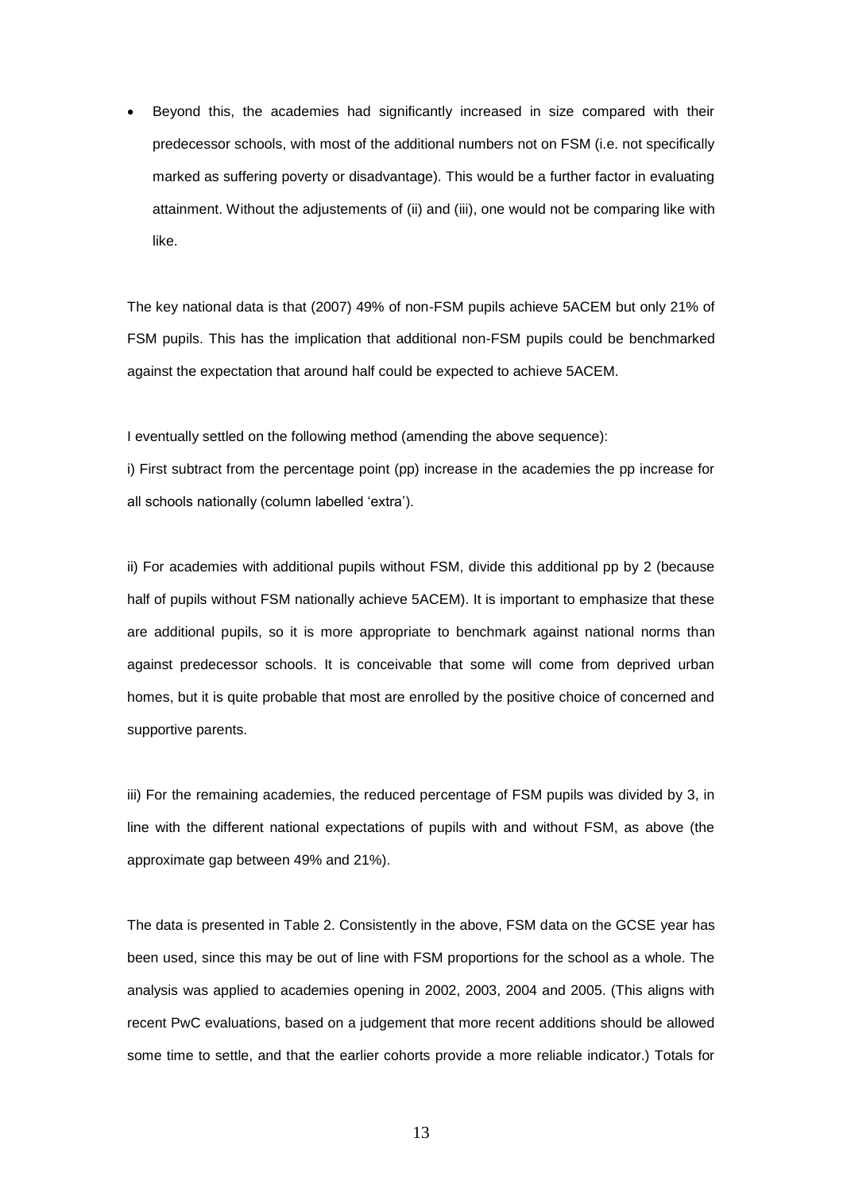- Beyond this, the academies had significantly increased in size compared with their predecessor schools, with most of the additional numbers not on FSM (i.e. not specifically marked as suffering poverty or disadvantage). This would be a further factor in evaluating attainment. Without the adjustements of (ii) and (iii), one would not be comparing like with like.

The key national data is that (2007) 49% of non-FSM pupils achieve 5ACEM but only 21% of FSM pupils. This has the implication that additional non-FSM pupils could be benchmarked against the expectation that around half could be expected to achieve 5ACEM.

I eventually settled on the following method (amending the above sequence):

i) First subtract from the percentage point (pp) increase in the academies the pp increase for all schools nationally (column labelled 'extra').

ii) For academies with additional pupils without FSM, divide this additional pp by 2 (because half of pupils without FSM nationally achieve 5ACEM). It is important to emphasize that these are additional pupils, so it is more appropriate to benchmark against national norms than against predecessor schools. It is conceivable that some will come from deprived urban homes, but it is quite probable that most are enrolled by the positive choice of concerned and supportive parents.

iii) For the remaining academies, the reduced percentage of FSM pupils was divided by 3, in line with the different national expectations of pupils with and without FSM, as above (the approximate gap between 49% and 21%).

The data is presented in Table 2. Consistently in the above, FSM data on the GCSE year has been used, since this may be out of line with FSM proportions for the school as a whole. The analysis was applied to academies opening in 2002, 2003, 2004 and 2005. (This aligns with recent PwC evaluations, based on a judgement that more recent additions should be allowed some time to settle, and that the earlier cohorts provide a more reliable indicator.) Totals for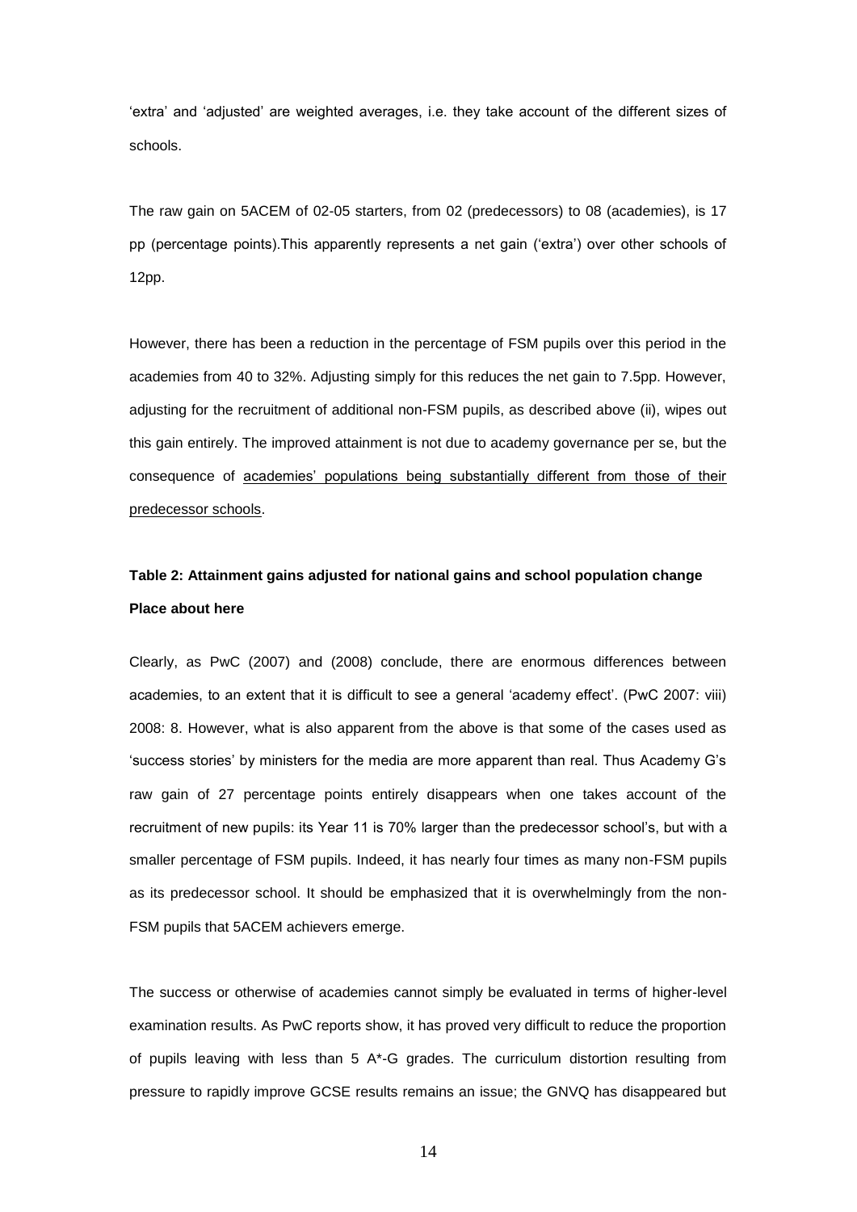'extra' and 'adjusted' are weighted averages, i.e. they take account of the different sizes of schools.

The raw gain on 5ACEM of 02-05 starters, from 02 (predecessors) to 08 (academies), is 17 pp (percentage points).This apparently represents a net gain ('extra') over other schools of 12pp.

However, there has been a reduction in the percentage of FSM pupils over this period in the academies from 40 to 32%. Adjusting simply for this reduces the net gain to 7.5pp. However, adjusting for the recruitment of additional non-FSM pupils, as described above (ii), wipes out this gain entirely. The improved attainment is not due to academy governance per se, but the consequence of academies' populations being substantially different from those of their predecessor schools.

**Table 2: Attainment gains adjusted for national gains and school population change**

**Place about here**

Clearly, as PwC (2007) and (2008) conclude, there are enormous differences between academies, to an extent that it is difficult to see a general 'academy effect'. (PwC 2007: viii) 2008: 8. However, what is also apparent from the above is that some of the cases used as 'success stories' by ministers for the media are more apparent than real. Thus Academy G's raw gain of 27 percentage points entirely disappears when one takes account of the recruitment of new pupils: its Year 11 is 70% larger than the predecessor school's, but with a smaller percentage of FSM pupils. Indeed, it has nearly four times as many non-FSM pupils as its predecessor school. It should be emphasized that it is overwhelmingly from the non-FSM pupils that 5ACEM achievers emerge.

The success or otherwise of academies cannot simply be evaluated in terms of higher-level examination results. As PwC reports show, it has proved very difficult to reduce the proportion of pupils leaving with less than 5 A*-G grades. The curriculum distortion resulting from pressure to rapidly improve GCSE results remains an issue; the GNVQ has disappeared but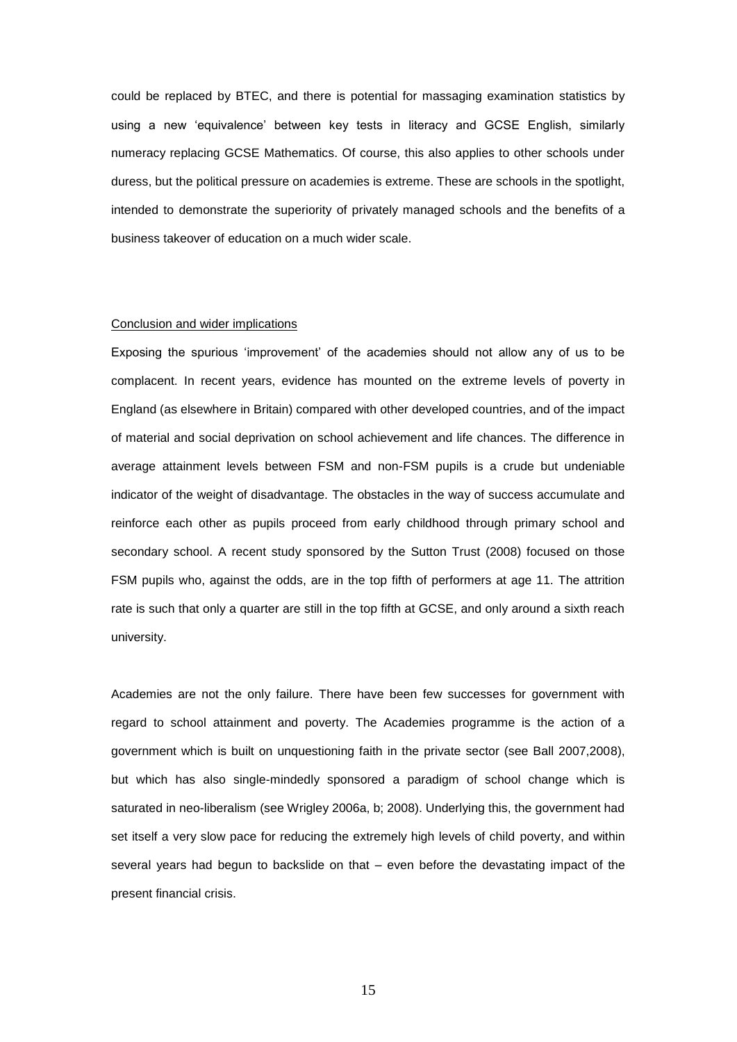could be replaced by BTEC, and there is potential for massaging examination statistics by using a new 'equivalence' between key tests in literacy and GCSE English, similarly numeracy replacing GCSE Mathematics. Of course, this also applies to other schools under duress, but the political pressure on academies is extreme. These are schools in the spotlight, intended to demonstrate the superiority of privately managed schools and the benefits of a business takeover of education on a much wider scale.

## Conclusion and wider implications

Exposing the spurious 'improvement' of the academies should not allow any of us to be complacent. In recent years, evidence has mounted on the extreme levels of poverty in England (as elsewhere in Britain) compared with other developed countries, and of the impact of material and social deprivation on school achievement and life chances. The difference in average attainment levels between FSM and non-FSM pupils is a crude but undeniable indicator of the weight of disadvantage. The obstacles in the way of success accumulate and reinforce each other as pupils proceed from early childhood through primary school and secondary school. A recent study sponsored by the Sutton Trust (2008) focused on those FSM pupils who, against the odds, are in the top fifth of performers at age 11. The attrition rate is such that only a quarter are still in the top fifth at GCSE, and only around a sixth reach university.

Academies are not the only failure. There have been few successes for government with regard to school attainment and poverty. The Academies programme is the action of a government which is built on unquestioning faith in the private sector (see Ball 2007,2008), but which has also single-mindedly sponsored a paradigm of school change which is saturated in neo-liberalism (see Wrigley 2006a, b; 2008). Underlying this, the government had set itself a very slow pace for reducing the extremely high levels of child poverty, and within several years had begun to backslide on that – even before the devastating impact of the present financial crisis.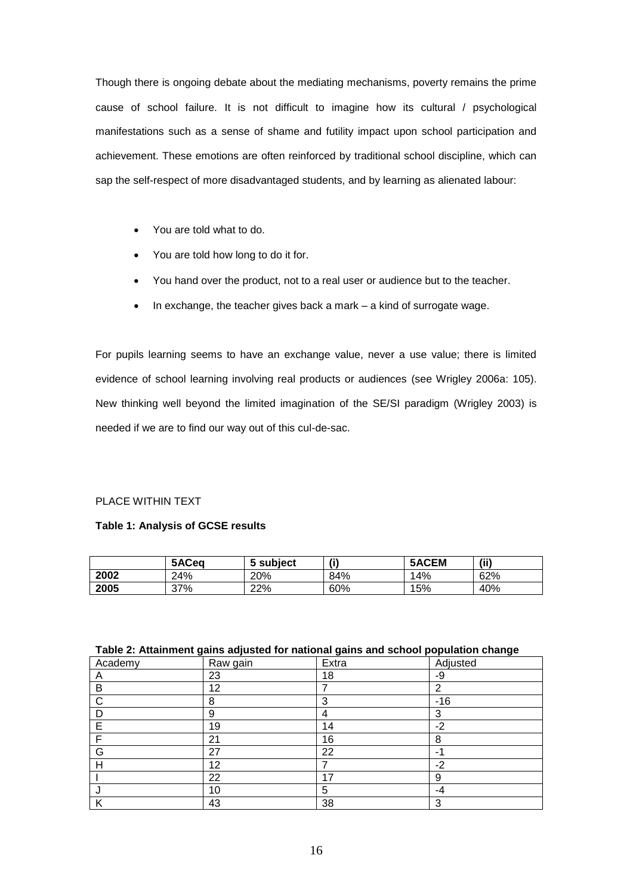Though there is ongoing debate about the mediating mechanisms, poverty remains the prime cause of school failure. It is not difficult to imagine how its cultural / psychological manifestations such as a sense of shame and futility impact upon school participation and achievement. These emotions are often reinforced by traditional school discipline, which can sap the self-respect of more disadvantaged students, and by learning as alienated labour:

- You are told what to do.
- You are told how long to do it for.
- You hand over the product, not to a real user or audience but to the teacher.
- In exchange, the teacher gives back a mark – a kind of surrogate wage.

For pupils learning seems to have an exchange value, never a use value; there is limited evidence of school learning involving real products or audiences (see Wrigley 2006a: 105). New thinking well beyond the limited imagination of the SE/SI paradigm (Wrigley 2003) is needed if we are to find our way out of this cul-de-sac.

PLACE WITHIN TEXT

**Table 1: Analysis of GCSE results**

| | **5ACeq** | **5 subject** | **(i)** | **5ACEM** | **(ii)** |
|---|---|---|---|---|---|
| **2002** | 24% | 20% | 84% | 14% | 62% |
| **2005** | 37% | 22% | 60% | 15% | 40% |

**Table 2: Attainment gains adjusted for national gains and school population change**

| Academy | Raw gain | Extra | Adjusted |
|---|---|---|---|
| A | 23 | 18 | -9 |
| B | 12 | 7 | 2 |
| C | 8 | 3 | -16 |
| D | 9 | 4 | 3 |
| E | 19 | 14 | -2 |
| F | 21 | 16 | 8 |
| G | 27 | 22 | -1 |
| H | 12 | 7 | -2 |
| I | 22 | 17 | 9 |
| J | 10 | 5 | -4 |
| K | 43 | 38 | 3 |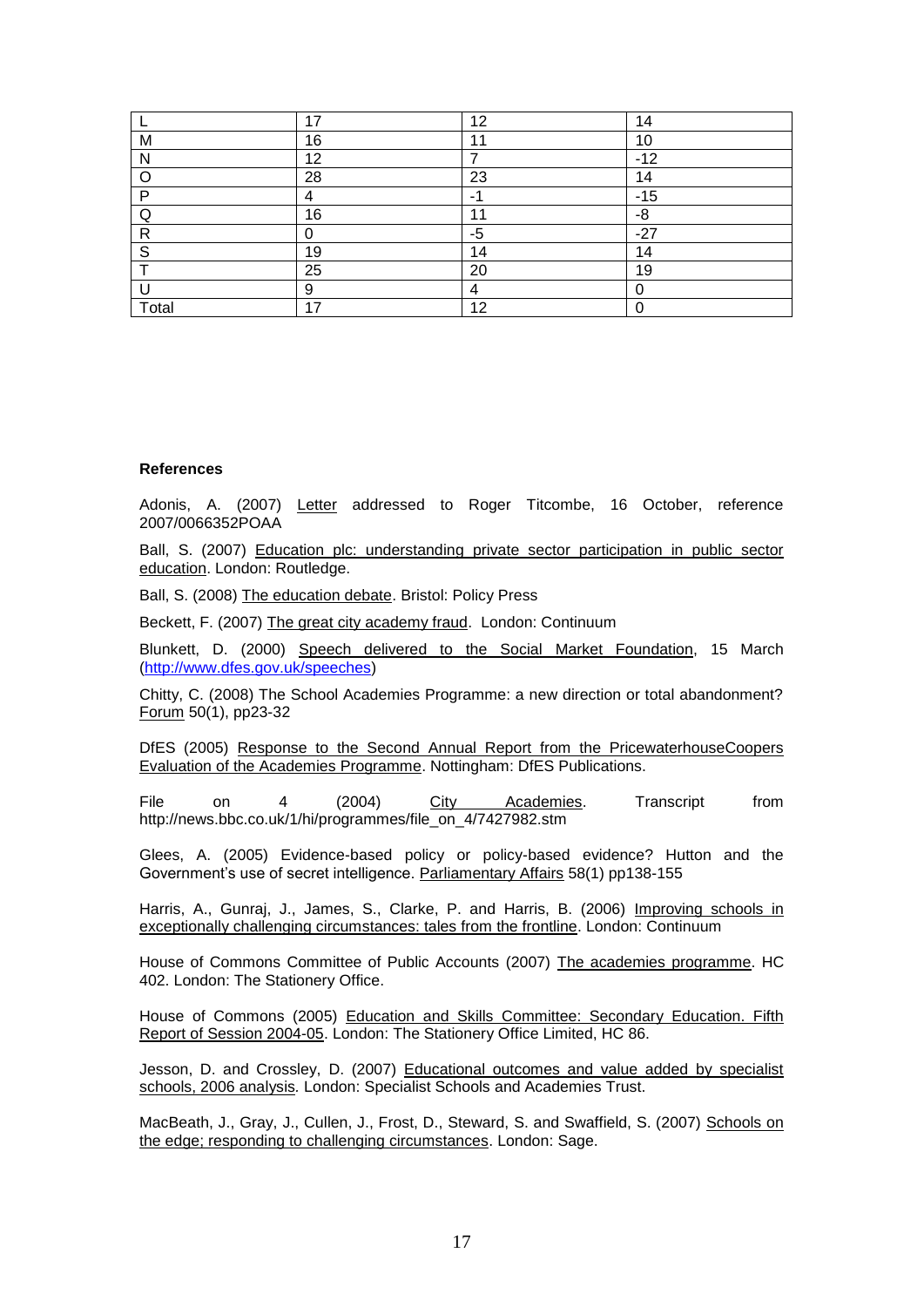| L | 17 | 12 | 14 |
|---|---|---|---|
| M | 16 | 11 | 10 |
| N | 12 | 7 | -12 |
| O | 28 | 23 | 14 |
| P | 4 | -1 | -15 |
| Q | 16 | 11 | -8 |
| R | 0 | -5 | -27 |
| S | 19 | 14 | 14 |
| T | 25 | 20 | 19 |
| U | 9 | 4 | 0 |
| Total | 17 | 12 | 0 |

**References**

Adonis, A. (2007) Letter addressed to Roger Titcombe, 16 October, reference 2007/0066352POAA

Ball, S. (2007) Education plc: understanding private sector participation in public sector education. London: Routledge.

Ball, S. (2008) The education debate. Bristol: Policy Press

Beckett, F. (2007) The great city academy fraud. London: Continuum

Blunkett, D. (2000) Speech delivered to the Social Market Foundation, 15 March (http://www.dfes.gov.uk/speeches)

Chitty, C. (2008) The School Academies Programme: a new direction or total abandonment? Forum 50(1), pp23-32

DfES (2005) Response to the Second Annual Report from the PricewaterhouseCoopers Evaluation of the Academies Programme. Nottingham: DfES Publications.

File on 4 (2004) City Academies. Transcript from http://news.bbc.co.uk/1/hi/programmes/file_on_4/7427982.stm

Glees, A. (2005) Evidence-based policy or policy-based evidence? Hutton and the Government's use of secret intelligence. Parliamentary Affairs 58(1) pp138-155

Harris, A., Gunraj, J., James, S., Clarke, P. and Harris, B. (2006) Improving schools in exceptionally challenging circumstances: tales from the frontline. London: Continuum

House of Commons Committee of Public Accounts (2007) The academies programme. HC 402. London: The Stationery Office.

House of Commons (2005) Education and Skills Committee: Secondary Education. Fifth Report of Session 2004-05. London: The Stationery Office Limited, HC 86.

Jesson, D. and Crossley, D. (2007) Educational outcomes and value added by specialist schools, 2006 analysis. London: Specialist Schools and Academies Trust.

MacBeath, J., Gray, J., Cullen, J., Frost, D., Steward, S. and Swaffield, S. (2007) Schools on the edge; responding to challenging circumstances. London: Sage.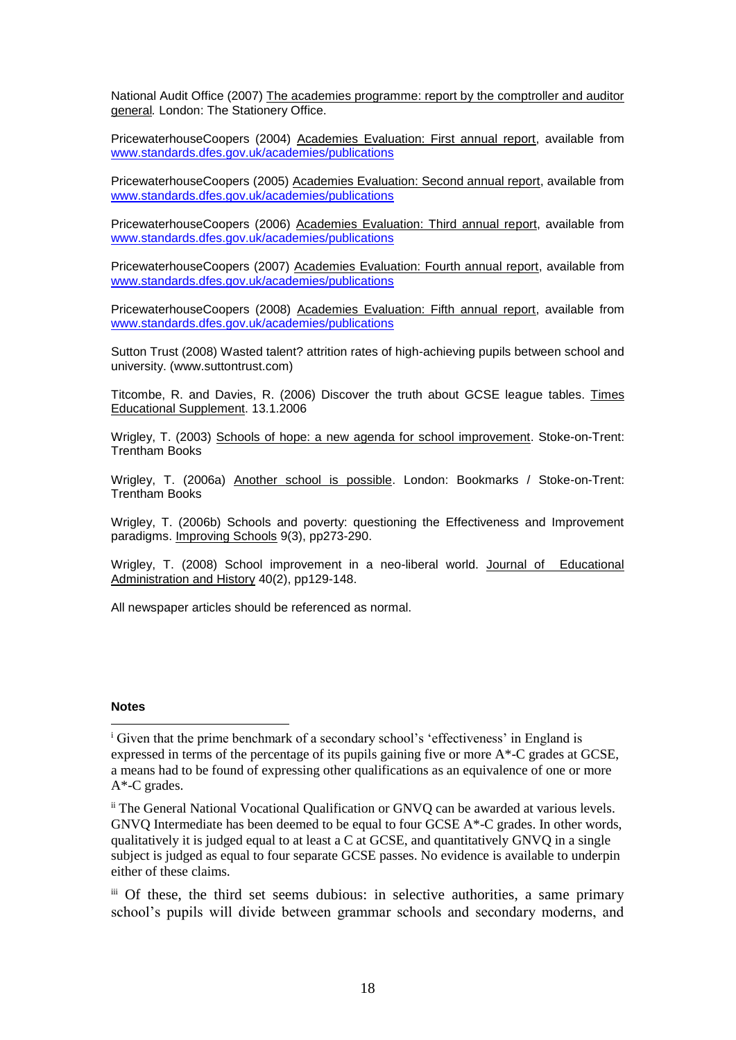National Audit Office (2007) The academies programme: report by the comptroller and auditor general*.* London: The Stationery Office.

PricewaterhouseCoopers (2004) Academies Evaluation: First annual report, available from www.standards.dfes.gov.uk/academies/publications

PricewaterhouseCoopers (2005) Academies Evaluation: Second annual report, available from www.standards.dfes.gov.uk/academies/publications

PricewaterhouseCoopers (2006) Academies Evaluation: Third annual report, available from www.standards.dfes.gov.uk/academies/publications

PricewaterhouseCoopers (2007) Academies Evaluation: Fourth annual report, available from www.standards.dfes.gov.uk/academies/publications

PricewaterhouseCoopers (2008) Academies Evaluation: Fifth annual report, available from www.standards.dfes.gov.uk/academies/publications

Sutton Trust (2008) Wasted talent? attrition rates of high-achieving pupils between school and university. (www.suttontrust.com)

Titcombe, R. and Davies, R. (2006) Discover the truth about GCSE league tables. Times Educational Supplement. 13.1.2006

Wrigley, T. (2003) Schools of hope: a new agenda for school improvement. Stoke-on-Trent: Trentham Books

Wrigley, T. (2006a) Another school is possible. London: Bookmarks / Stoke-on-Trent: Trentham Books

Wrigley, T. (2006b) Schools and poverty: questioning the Effectiveness and Improvement paradigms. Improving Schools 9(3), pp273-290.

Wrigley, T. (2008) School improvement in a neo-liberal world. Journal of Educational Administration and History 40(2), pp129-148.

All newspaper articles should be referenced as normal.

**Notes**

[i] Given that the prime benchmark of a secondary school's 'effectiveness' in England is expressed in terms of the percentage of its pupils gaining five or more A*-C grades at GCSE, a means had to be found of expressing other qualifications as an equivalence of one or more A*-C grades.

[ii] The General National Vocational Qualification or GNVQ can be awarded at various levels. GNVQ Intermediate has been deemed to be equal to four GCSE A*-C grades. In other words, qualitatively it is judged equal to at least a C at GCSE, and quantitatively GNVQ in a single subject is judged as equal to four separate GCSE passes. No evidence is available to underpin either of these claims.

[iii] Of these, the third set seems dubious: in selective authorities, a same primary school's pupils will divide between grammar schools and secondary moderns, and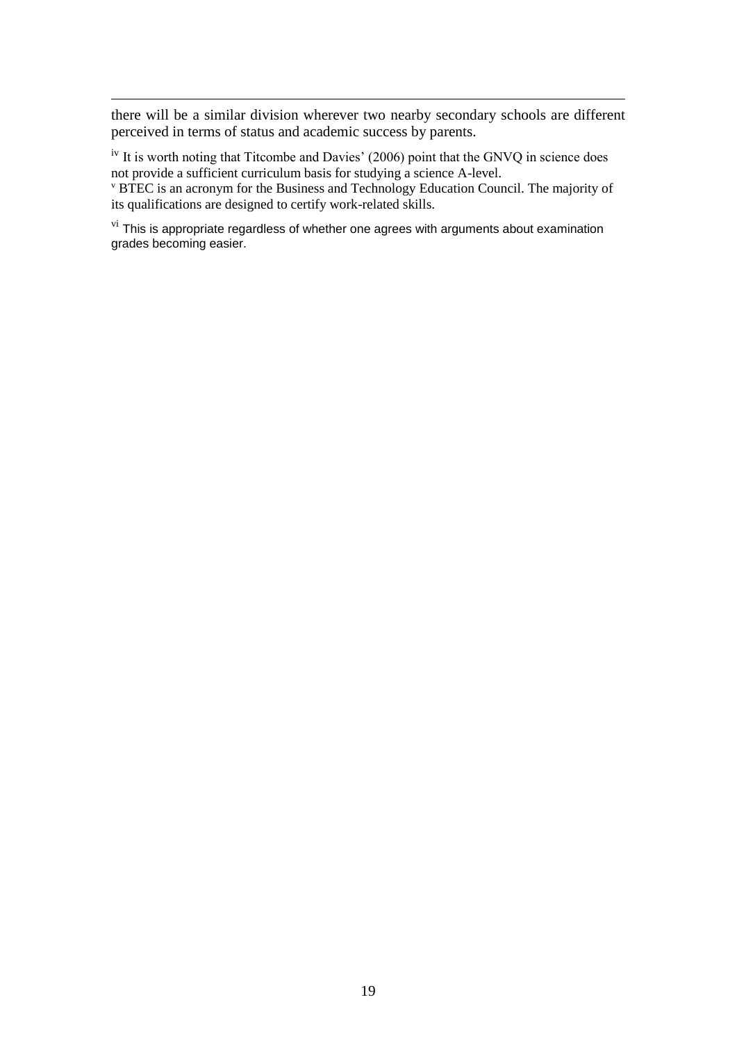there will be a similar division wherever two nearby secondary schools are different perceived in terms of status and academic success by parents.

[iv] It is worth noting that Titcombe and Davies' (2006) point that the GNVQ in science does not provide a sufficient curriculum basis for studying a science A-level.

[v] BTEC is an acronym for the Business and Technology Education Council. The majority of its qualifications are designed to certify work-related skills.

[vi] This is appropriate regardless of whether one agrees with arguments about examination grades becoming easier.